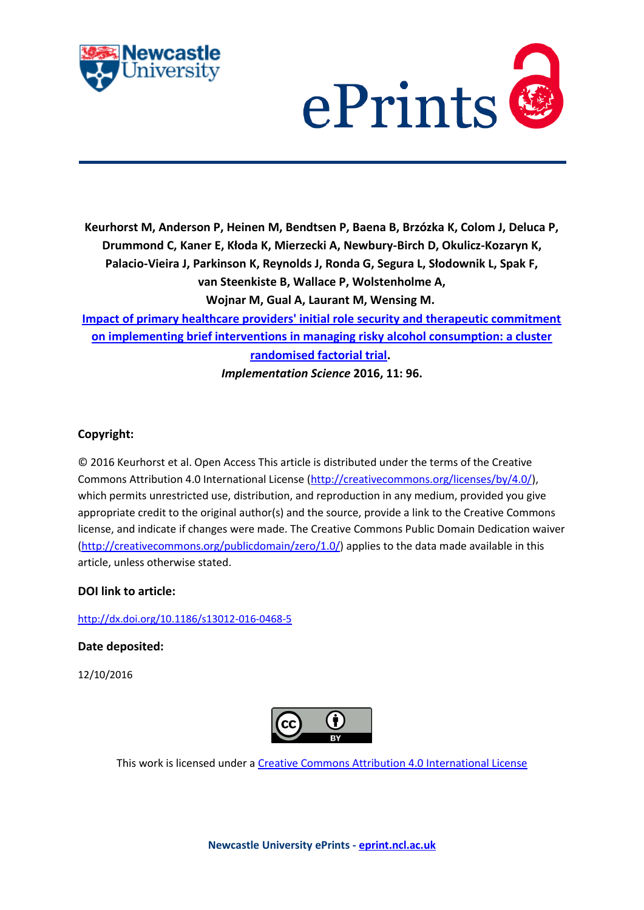**Keurhorst M, Anderson P, Heinen M, Bendtsen P, Baena B, Brzózka K, Colom J, Deluca P, Drummond C, Kaner E, Kłoda K, Mierzecki A, Newbury-Birch D, Okulicz-Kozaryn K, Palacio-Vieira J, Parkinson K, Reynolds J, Ronda G, Segura L, Słodownik L, Spak F, van Steenkiste B, Wallace P, Wolstenholme A, Wojnar M, Gual A, Laurant M, Wensing M.**

**[Impact of primary healthcare providers' initial role security and therapeutic commitment on implementing brief interventions in managing risky alcohol consumption: a cluster randomised factorial trial](http://dx.doi.org/10.1186/s13012-016-0468-5).**

***Implementation Science* 2016, 11: 96.**

**Copyright:**

© 2016 Keurhorst et al. Open Access This article is distributed under the terms of the Creative Commons Attribution 4.0 International License (http://creativecommons.org/licenses/by/4.0/), which permits unrestricted use, distribution, and reproduction in any medium, provided you give appropriate credit to the original author(s) and the source, provide a link to the Creative Commons license, and indicate if changes were made. The Creative Commons Public Domain Dedication waiver (http://creativecommons.org/publicdomain/zero/1.0/) applies to the data made available in this article, unless otherwise stated.

**DOI link to article:**

http://dx.doi.org/10.1186/s13012-016-0468-5

**Date deposited:**

12/10/2016

This work is licensed under a [Creative Commons Attribution 4.0 International License](http://creativecommons.org/licenses/by/4.0/)

**Newcastle University ePrints - eprint.ncl.ac.uk**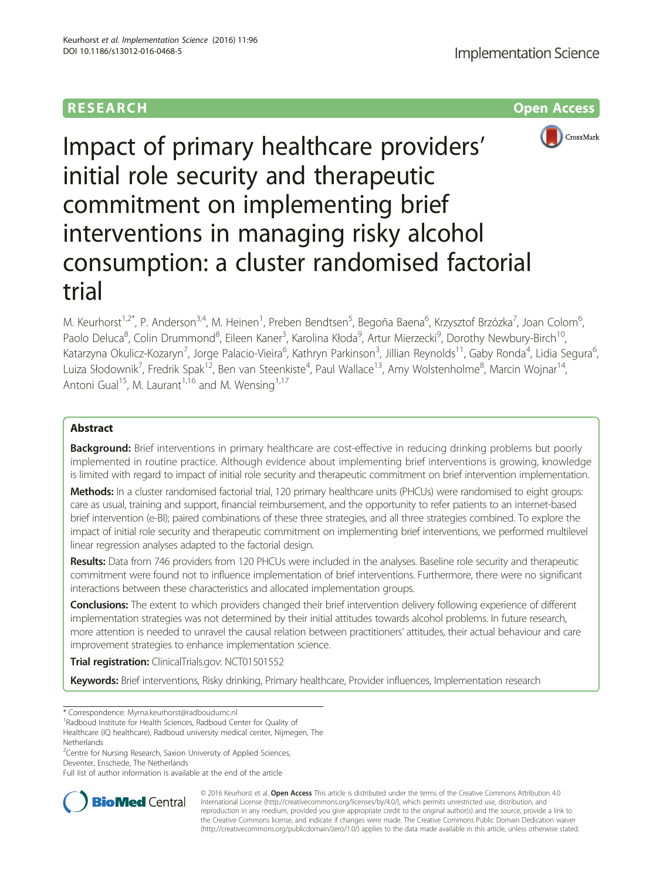# Impact of primary healthcare providers' initial role security and therapeutic commitment on implementing brief interventions in managing risky alcohol consumption: a cluster randomised factorial trial

M. Keurhorst[1,2*], P. Anderson[3,4], M. Heinen[1], Preben Bendtsen[5], Begoña Baena[6], Krzysztof Brzózka[7], Joan Colom[6], Paolo Deluca[8], Colin Drummond[8], Eileen Kaner[3], Karolina Kłoda[9], Artur Mierzecki[9], Dorothy Newbury-Birch[10], Katarzyna Okulicz-Kozaryn[7], Jorge Palacio-Vieira[6], Kathryn Parkinson[3], Jillian Reynolds[11], Gaby Ronda[4], Lidia Segura[6], Luiza Słodownik[7], Fredrik Spak[12], Ben van Steenkiste[4], Paul Wallace[13], Amy Wolstenholme[8], Marcin Wojnar[14], Antoni Gual[15], M. Laurant[1,16] and M. Wensing[1,17]

## Abstract

**Background:** Brief interventions in primary healthcare are cost-effective in reducing drinking problems but poorly implemented in routine practice. Although evidence about implementing brief interventions is growing, knowledge is limited with regard to impact of initial role security and therapeutic commitment on brief intervention implementation.

**Methods:** In a cluster randomised factorial trial, 120 primary healthcare units (PHCUs) were randomised to eight groups: care as usual, training and support, financial reimbursement, and the opportunity to refer patients to an internet-based brief intervention (e-BI); paired combinations of these three strategies, and all three strategies combined. To explore the impact of initial role security and therapeutic commitment on implementing brief interventions, we performed multilevel linear regression analyses adapted to the factorial design.

**Results:** Data from 746 providers from 120 PHCUs were included in the analyses. Baseline role security and therapeutic commitment were found not to influence implementation of brief interventions. Furthermore, there were no significant interactions between these characteristics and allocated implementation groups.

**Conclusions:** The extent to which providers changed their brief intervention delivery following experience of different implementation strategies was not determined by their initial attitudes towards alcohol problems. In future research, more attention is needed to unravel the causal relation between practitioners' attitudes, their actual behaviour and care improvement strategies to enhance implementation science.

**Trial registration:** ClinicalTrials.gov: NCT01501552

**Keywords:** Brief interventions, Risky drinking, Primary healthcare, Provider influences, Implementation research

---

\* Correspondence: Myrna.keurhorst@radboudumc.nl

[1]Radboud Institute for Health Sciences, Radboud Center for Quality of Healthcare (IQ healthcare), Radboud university medical center, Nijmegen, The Netherlands

[2]Centre for Nursing Research, Saxion University of Applied Sciences, Deventer, Enschede, The Netherlands

Full list of author information is available at the end of the article

© 2016 Keurhorst et al. **Open Access** This article is distributed under the terms of the Creative Commons Attribution 4.0 International License (http://creativecommons.org/licenses/by/4.0/), which permits unrestricted use, distribution, and reproduction in any medium, provided you give appropriate credit to the original author(s) and the source, provide a link to the Creative Commons license, and indicate if changes were made. The Creative Commons Public Domain Dedication waiver (http://creativecommons.org/publicdomain/zero/1.0/) applies to the data made available in this article, unless otherwise stated.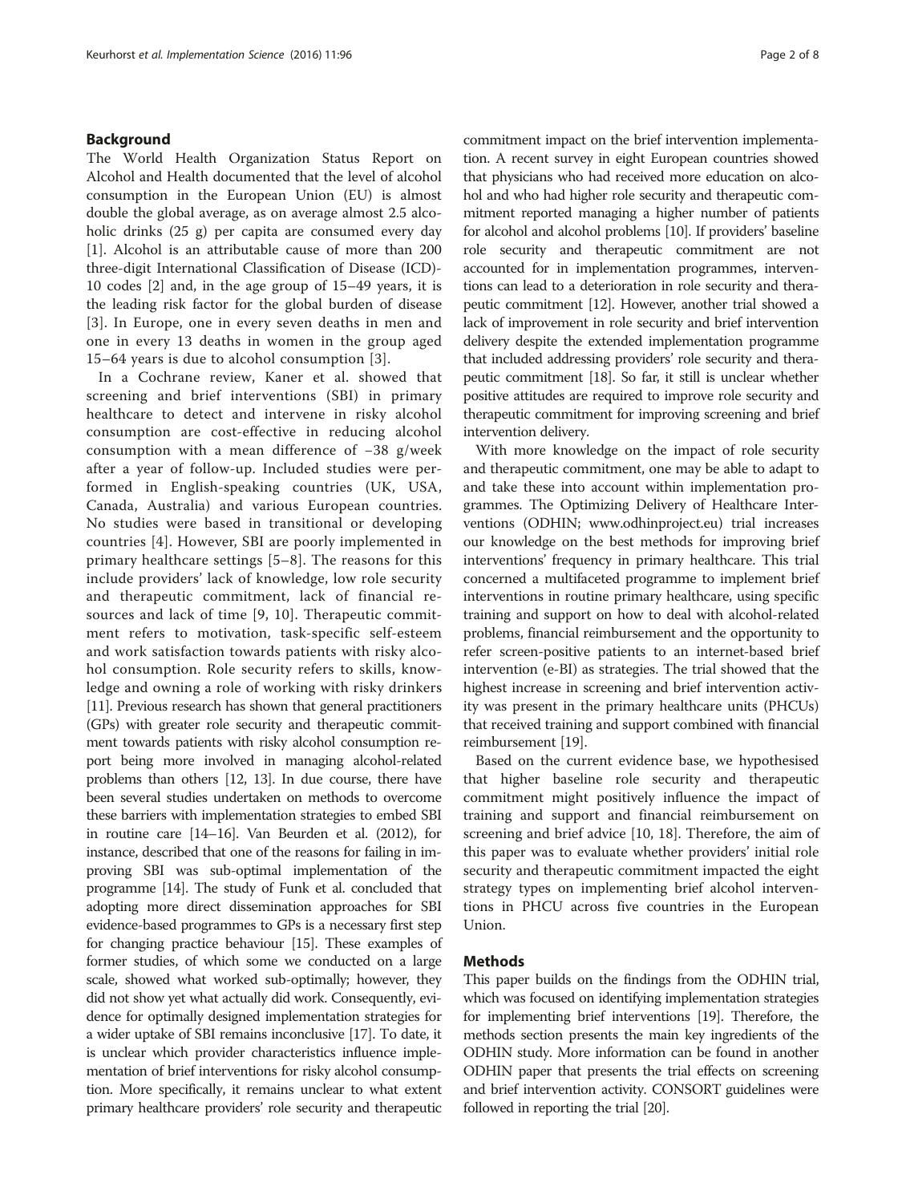## Background

The World Health Organization Status Report on Alcohol and Health documented that the level of alcohol consumption in the European Union (EU) is almost double the global average, as on average almost 2.5 alcoholic drinks (25 g) per capita are consumed every day [1]. Alcohol is an attributable cause of more than 200 three-digit International Classification of Disease (ICD)-10 codes [2] and, in the age group of 15–49 years, it is the leading risk factor for the global burden of disease [3]. In Europe, one in every seven deaths in men and one in every 13 deaths in women in the group aged 15–64 years is due to alcohol consumption [3].

In a Cochrane review, Kaner et al. showed that screening and brief interventions (SBI) in primary healthcare to detect and intervene in risky alcohol consumption are cost-effective in reducing alcohol consumption with a mean difference of −38 g/week after a year of follow-up. Included studies were performed in English-speaking countries (UK, USA, Canada, Australia) and various European countries. No studies were based in transitional or developing countries [4]. However, SBI are poorly implemented in primary healthcare settings [5–8]. The reasons for this include providers' lack of knowledge, low role security and therapeutic commitment, lack of financial resources and lack of time [9, 10]. Therapeutic commitment refers to motivation, task-specific self-esteem and work satisfaction towards patients with risky alcohol consumption. Role security refers to skills, knowledge and owning a role of working with risky drinkers [11]. Previous research has shown that general practitioners (GPs) with greater role security and therapeutic commitment towards patients with risky alcohol consumption report being more involved in managing alcohol-related problems than others [12, 13]. In due course, there have been several studies undertaken on methods to overcome these barriers with implementation strategies to embed SBI in routine care [14–16]. Van Beurden et al. (2012), for instance, described that one of the reasons for failing in improving SBI was sub-optimal implementation of the programme [14]. The study of Funk et al. concluded that adopting more direct dissemination approaches for SBI evidence-based programmes to GPs is a necessary first step for changing practice behaviour [15]. These examples of former studies, of which some we conducted on a large scale, showed what worked sub-optimally; however, they did not show yet what actually did work. Consequently, evidence for optimally designed implementation strategies for a wider uptake of SBI remains inconclusive [17]. To date, it is unclear which provider characteristics influence implementation of brief interventions for risky alcohol consumption. More specifically, it remains unclear to what extent primary healthcare providers' role security and therapeutic commitment impact on the brief intervention implementation. A recent survey in eight European countries showed that physicians who had received more education on alcohol and who had higher role security and therapeutic commitment reported managing a higher number of patients for alcohol and alcohol problems [10]. If providers' baseline role security and therapeutic commitment are not accounted for in implementation programmes, interventions can lead to a deterioration in role security and therapeutic commitment [12]. However, another trial showed a lack of improvement in role security and brief intervention delivery despite the extended implementation programme that included addressing providers' role security and therapeutic commitment [18]. So far, it still is unclear whether positive attitudes are required to improve role security and therapeutic commitment for improving screening and brief intervention delivery.

With more knowledge on the impact of role security and therapeutic commitment, one may be able to adapt to and take these into account within implementation programmes. The Optimizing Delivery of Healthcare Interventions (ODHIN; www.odhinproject.eu) trial increases our knowledge on the best methods for improving brief interventions' frequency in primary healthcare. This trial concerned a multifaceted programme to implement brief interventions in routine primary healthcare, using specific training and support on how to deal with alcohol-related problems, financial reimbursement and the opportunity to refer screen-positive patients to an internet-based brief intervention (e-BI) as strategies. The trial showed that the highest increase in screening and brief intervention activity was present in the primary healthcare units (PHCUs) that received training and support combined with financial reimbursement [19].

Based on the current evidence base, we hypothesised that higher baseline role security and therapeutic commitment might positively influence the impact of training and support and financial reimbursement on screening and brief advice [10, 18]. Therefore, the aim of this paper was to evaluate whether providers' initial role security and therapeutic commitment impacted the eight strategy types on implementing brief alcohol interventions in PHCU across five countries in the European Union.

## Methods

This paper builds on the findings from the ODHIN trial, which was focused on identifying implementation strategies for implementing brief interventions [19]. Therefore, the methods section presents the main key ingredients of the ODHIN study. More information can be found in another ODHIN paper that presents the trial effects on screening and brief intervention activity. CONSORT guidelines were followed in reporting the trial [20].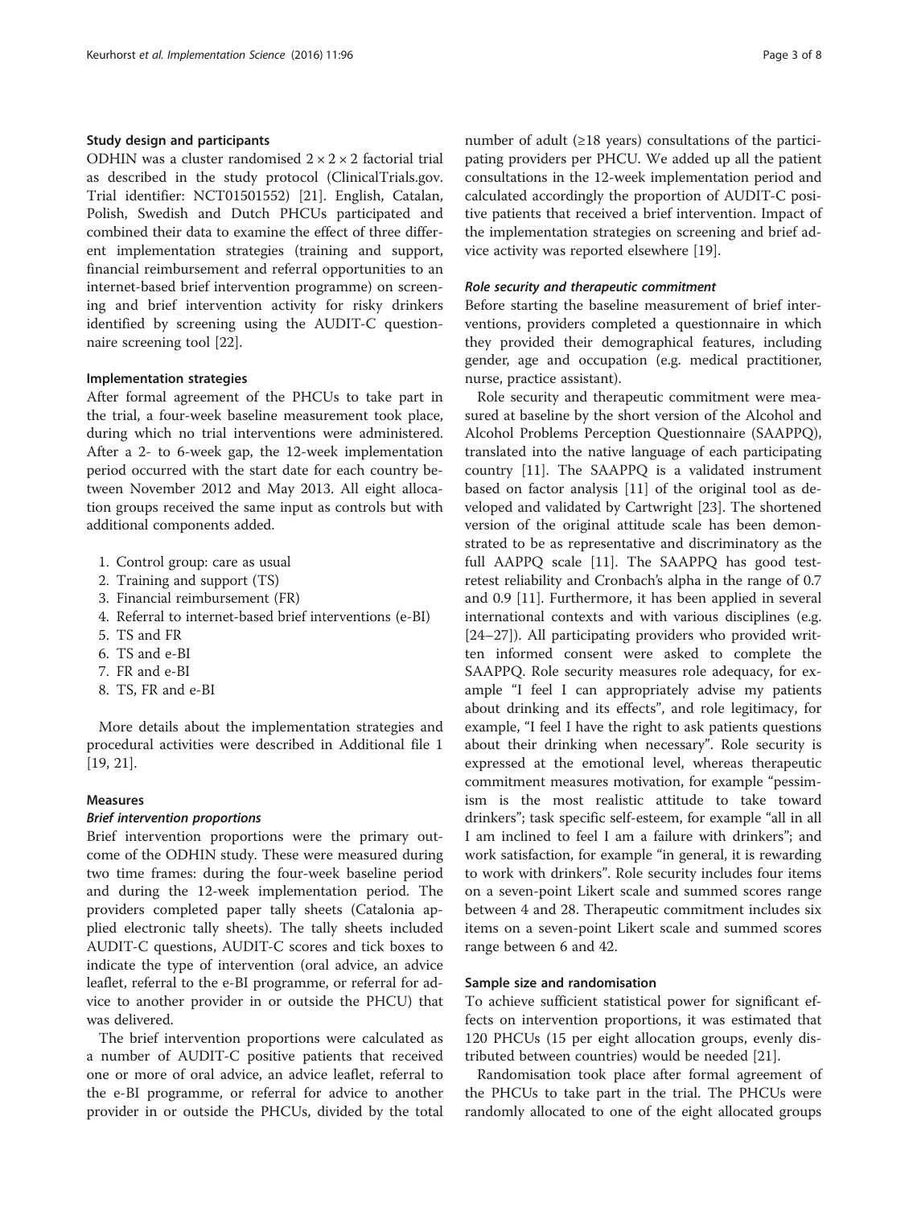### Study design and participants

ODHIN was a cluster randomised $2 \times 2 \times 2$ factorial trial as described in the study protocol (ClinicalTrials.gov. Trial identifier: NCT01501552) [21]. English, Catalan, Polish, Swedish and Dutch PHCUs participated and combined their data to examine the effect of three different implementation strategies (training and support, financial reimbursement and referral opportunities to an internet-based brief intervention programme) on screening and brief intervention activity for risky drinkers identified by screening using the AUDIT-C questionnaire screening tool [22].

### Implementation strategies

After formal agreement of the PHCUs to take part in the trial, a four-week baseline measurement took place, during which no trial interventions were administered. After a 2- to 6-week gap, the 12-week implementation period occurred with the start date for each country between November 2012 and May 2013. All eight allocation groups received the same input as controls but with additional components added.

1. Control group: care as usual
2. Training and support (TS)
3. Financial reimbursement (FR)
4. Referral to internet-based brief interventions (e-BI)
5. TS and FR
6. TS and e-BI
7. FR and e-BI
8. TS, FR and e-BI

More details about the implementation strategies and procedural activities were described in Additional file 1 [19, 21].

### Measures

#### *Brief intervention proportions*

Brief intervention proportions were the primary outcome of the ODHIN study. These were measured during two time frames: during the four-week baseline period and during the 12-week implementation period. The providers completed paper tally sheets (Catalonia applied electronic tally sheets). The tally sheets included AUDIT-C questions, AUDIT-C scores and tick boxes to indicate the type of intervention (oral advice, an advice leaflet, referral to the e-BI programme, or referral for advice to another provider in or outside the PHCU) that was delivered.

The brief intervention proportions were calculated as a number of AUDIT-C positive patients that received one or more of oral advice, an advice leaflet, referral to the e-BI programme, or referral for advice to another provider in or outside the PHCUs, divided by the total number of adult (≥18 years) consultations of the participating providers per PHCU. We added up all the patient consultations in the 12-week implementation period and calculated accordingly the proportion of AUDIT-C positive patients that received a brief intervention. Impact of the implementation strategies on screening and brief advice activity was reported elsewhere [19].

#### *Role security and therapeutic commitment*

Before starting the baseline measurement of brief interventions, providers completed a questionnaire in which they provided their demographical features, including gender, age and occupation (e.g. medical practitioner, nurse, practice assistant).

Role security and therapeutic commitment were measured at baseline by the short version of the Alcohol and Alcohol Problems Perception Questionnaire (SAAPPQ), translated into the native language of each participating country [11]. The SAAPPQ is a validated instrument based on factor analysis [11] of the original tool as developed and validated by Cartwright [23]. The shortened version of the original attitude scale has been demonstrated to be as representative and discriminatory as the full AAPPQ scale [11]. The SAAPPQ has good test-retest reliability and Cronbach's alpha in the range of 0.7 and 0.9 [11]. Furthermore, it has been applied in several international contexts and with various disciplines (e.g. [24–27]). All participating providers who provided written informed consent were asked to complete the SAAPPQ. Role security measures role adequacy, for example "I feel I can appropriately advise my patients about drinking and its effects", and role legitimacy, for example, "I feel I have the right to ask patients questions about their drinking when necessary". Role security is expressed at the emotional level, whereas therapeutic commitment measures motivation, for example "pessimism is the most realistic attitude to take toward drinkers"; task specific self-esteem, for example "all in all I am inclined to feel I am a failure with drinkers"; and work satisfaction, for example "in general, it is rewarding to work with drinkers". Role security includes four items on a seven-point Likert scale and summed scores range between 4 and 28. Therapeutic commitment includes six items on a seven-point Likert scale and summed scores range between 6 and 42.

### Sample size and randomisation

To achieve sufficient statistical power for significant effects on intervention proportions, it was estimated that 120 PHCUs (15 per eight allocation groups, evenly distributed between countries) would be needed [21].

Randomisation took place after formal agreement of the PHCUs to take part in the trial. The PHCUs were randomly allocated to one of the eight allocated groups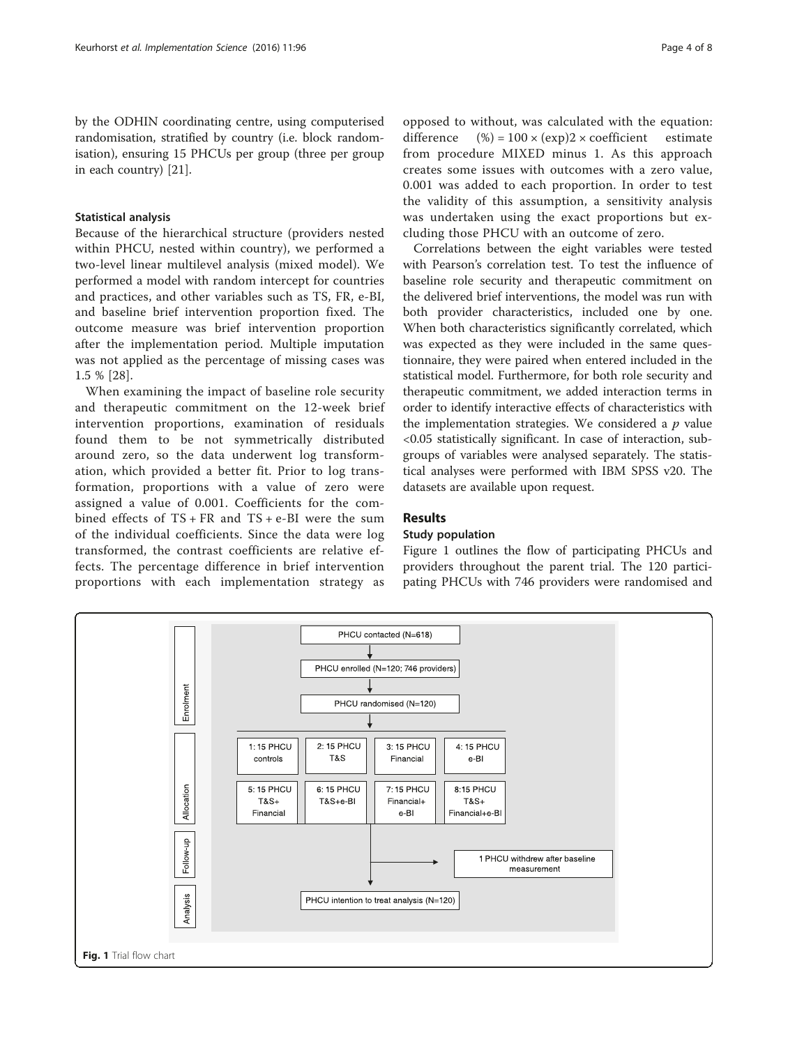by the ODHIN coordinating centre, using computerised randomisation, stratified by country (i.e. block randomisation), ensuring 15 PHCUs per group (three per group in each country) [21].

### Statistical analysis

Because of the hierarchical structure (providers nested within PHCU, nested within country), we performed a two-level linear multilevel analysis (mixed model). We performed a model with random intercept for countries and practices, and other variables such as TS, FR, e-BI, and baseline brief intervention proportion fixed. The outcome measure was brief intervention proportion after the implementation period. Multiple imputation was not applied as the percentage of missing cases was 1.5 % [28].

When examining the impact of baseline role security and therapeutic commitment on the 12-week brief intervention proportions, examination of residuals found them to be not symmetrically distributed around zero, so the data underwent log transformation, which provided a better fit. Prior to log transformation, proportions with a value of zero were assigned a value of 0.001. Coefficients for the combined effects of TS + FR and TS + e-BI were the sum of the individual coefficients. Since the data were log transformed, the contrast coefficients are relative effects. The percentage difference in brief intervention proportions with each implementation strategy as opposed to without, was calculated with the equation: difference (%) = 100 × (exp)2 × coefficient estimate from procedure MIXED minus 1. As this approach creates some issues with outcomes with a zero value, 0.001 was added to each proportion. In order to test the validity of this assumption, a sensitivity analysis was undertaken using the exact proportions but excluding those PHCU with an outcome of zero.

Correlations between the eight variables were tested with Pearson's correlation test. To test the influence of baseline role security and therapeutic commitment on the delivered brief interventions, the model was run with both provider characteristics, included one by one. When both characteristics significantly correlated, which was expected as they were included in the same questionnaire, they were paired when entered included in the statistical model. Furthermore, for both role security and therapeutic commitment, we added interaction terms in order to identify interactive effects of characteristics with the implementation strategies. We considered a $p$ value <0.05 statistically significant. In case of interaction, subgroups of variables were analysed separately. The statistical analyses were performed with IBM SPSS v20. The datasets are available upon request.

## Results

### Study population

Figure 1 outlines the flow of participating PHCUs and providers throughout the parent trial. The 120 participating PHCUs with 746 providers were randomised and

Enrolment

PHCU contacted (N=618)
↓
PHCU enrolled (N=120; 746 providers)
↓
PHCU randomised (N=120)

Allocation

| 1: 15 PHCU controls | 2: 15 PHCU T&S | 3: 15 PHCU Financial | 4: 15 PHCU e-BI |
|---|---|---|---|
| 5: 15 PHCU T&S+ Financial | 6: 15 PHCU T&S+e-BI | 7: 15 PHCU Financial+ e-BI | 8:15 PHCU T&S+ Financial+e-BI |

Follow-up

1 PHCU withdrew after baseline measurement

Analysis

PHCU intention to treat analysis (N=120)

**Fig. 1** Trial flow chart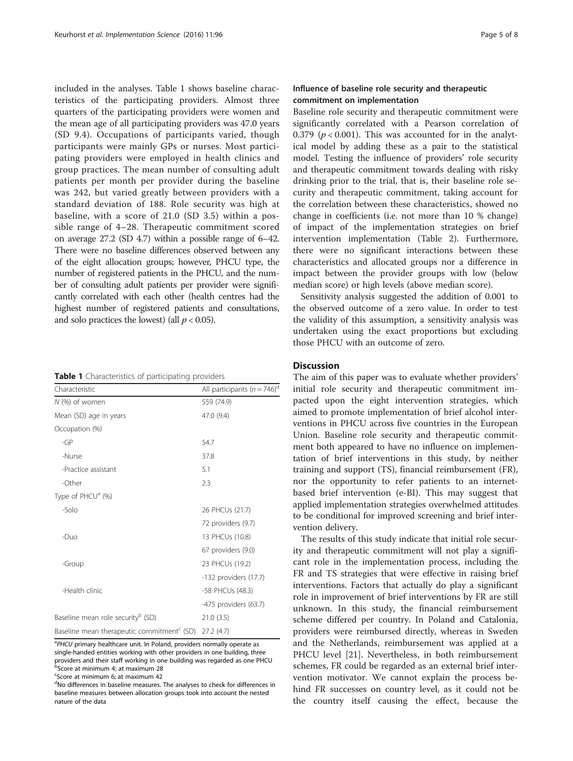included in the analyses. Table 1 shows baseline characteristics of the participating providers. Almost three quarters of the participating providers were women and the mean age of all participating providers was 47.0 years (SD 9.4). Occupations of participants varied, though participants were mainly GPs or nurses. Most participating providers were employed in health clinics and group practices. The mean number of consulting adult patients per month per provider during the baseline was 242, but varied greatly between providers with a standard deviation of 188. Role security was high at baseline, with a score of 21.0 (SD 3.5) within a possible range of 4–28. Therapeutic commitment scored on average 27.2 (SD 4.7) within a possible range of 6–42. There were no baseline differences observed between any of the eight allocation groups; however, PHCU type, the number of registered patients in the PHCU, and the number of consulting adult patients per provider were significantly correlated with each other (health centres had the highest number of registered patients and consultations, and solo practices the lowest) (all $p < 0.05$).

**Table 1** Characteristics of participating providers

| Characteristic | All participants ($n = 746$)[d] |
|---|---|
| $N$ (%) of women | 559 (74.9) |
| Mean (SD) age in years | 47.0 (9.4) |
| Occupation (%) | |
| -GP | 54.7 |
| -Nurse | 37.8 |
| -Practice assistant | 5.1 |
| -Other | 2.3 |
| Type of PHCU[a] (%) | |
| -Solo | 26 PHCUs (21.7) |
| | 72 providers (9.7) |
| -Duo | 13 PHCUs (10.8) |
| | 67 providers (9.0) |
| -Group | 23 PHCUs (19.2) |
| | -132 providers (17.7) |
| -Health clinic | -58 PHCUs (48.3) |
| | -475 providers (63.7) |
| Baseline mean role security[b] (SD) | 21.0 (3.5) |
| Baseline mean therapeutic commitment[c] (SD) | 27.2 (4.7) |

[a]*PHCU* primary healthcare unit. In Poland, providers normally operate as single-handed entities working with other providers in one building, three providers and their staff working in one building was regarded as one PHCU
[b]Score at minimum 4; at maximum 28
[c]Score at minimum 6; at maximum 42
[d]No differences in baseline measures. The analyses to check for differences in baseline measures between allocation groups took into account the nested nature of the data

### Influence of baseline role security and therapeutic commitment on implementation

Baseline role security and therapeutic commitment were significantly correlated with a Pearson correlation of 0.379 ($p < 0.001$). This was accounted for in the analytical model by adding these as a pair to the statistical model. Testing the influence of providers' role security and therapeutic commitment towards dealing with risky drinking prior to the trial, that is, their baseline role security and therapeutic commitment, taking account for the correlation between these characteristics, showed no change in coefficients (i.e. not more than 10 % change) of impact of the implementation strategies on brief intervention implementation (Table 2). Furthermore, there were no significant interactions between these characteristics and allocated groups nor a difference in impact between the provider groups with low (below median score) or high levels (above median score).

Sensitivity analysis suggested the addition of 0.001 to the observed outcome of a zero value. In order to test the validity of this assumption, a sensitivity analysis was undertaken using the exact proportions but excluding those PHCU with an outcome of zero.

## Discussion

The aim of this paper was to evaluate whether providers' initial role security and therapeutic commitment impacted upon the eight intervention strategies, which aimed to promote implementation of brief alcohol interventions in PHCU across five countries in the European Union. Baseline role security and therapeutic commitment both appeared to have no influence on implementation of brief interventions in this study, by neither training and support (TS), financial reimbursement (FR), nor the opportunity to refer patients to an internet-based brief intervention (e-BI). This may suggest that applied implementation strategies overwhelmed attitudes to be conditional for improved screening and brief intervention delivery.

The results of this study indicate that initial role security and therapeutic commitment will not play a significant role in the implementation process, including the FR and TS strategies that were effective in raising brief interventions. Factors that actually do play a significant role in improvement of brief interventions by FR are still unknown. In this study, the financial reimbursement scheme differed per country. In Poland and Catalonia, providers were reimbursed directly, whereas in Sweden and the Netherlands, reimbursement was applied at a PHCU level [21]. Nevertheless, in both reimbursement schemes, FR could be regarded as an external brief intervention motivator. We cannot explain the process behind FR successes on country level, as it could not be the country itself causing the effect, because the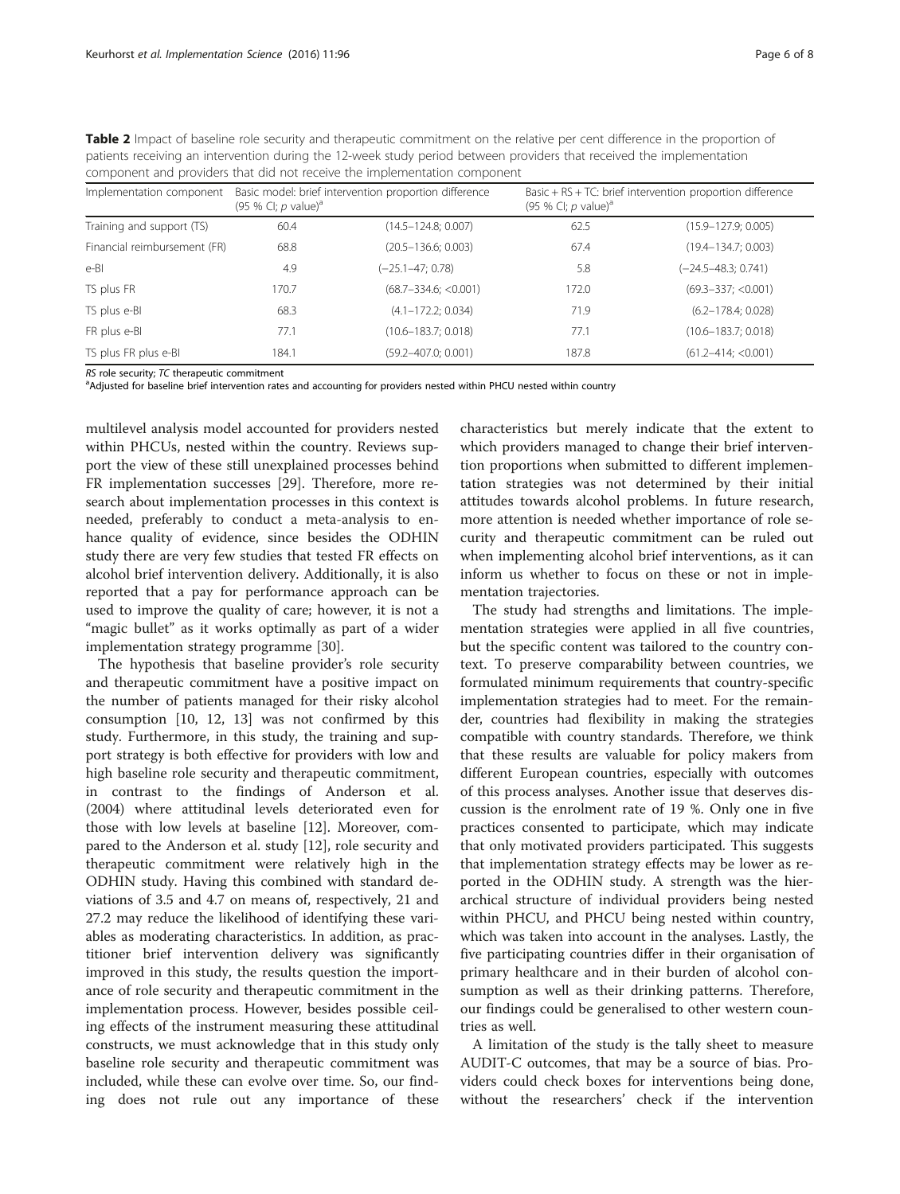**Table 2** Impact of baseline role security and therapeutic commitment on the relative per cent difference in the proportion of patients receiving an intervention during the 12-week study period between providers that received the implementation component and providers that did not receive the implementation component

| Implementation component | Basic model: brief intervention proportion difference (95 % CI; *p* value)[a] | | Basic + RS + TC: brief intervention proportion difference (95 % CI; *p* value)[a] | |
|---|---|---|---|---|
| Training and support (TS) | 60.4 | (14.5–124.8; 0.007) | 62.5 | (15.9–127.9; 0.005) |
| Financial reimbursement (FR) | 68.8 | (20.5–136.6; 0.003) | 67.4 | (19.4–134.7; 0.003) |
| e-BI | 4.9 | (−25.1–47; 0.78) | 5.8 | (−24.5–48.3; 0.741) |
| TS plus FR | 170.7 | (68.7–334.6; <0.001) | 172.0 | (69.3–337; <0.001) |
| TS plus e-BI | 68.3 | (4.1–172.2; 0.034) | 71.9 | (6.2–178.4; 0.028) |
| FR plus e-BI | 77.1 | (10.6–183.7; 0.018) | 77.1 | (10.6–183.7; 0.018) |
| TS plus FR plus e-BI | 184.1 | (59.2–407.0; 0.001) | 187.8 | (61.2–414; <0.001) |

*RS* role security; *TC* therapeutic commitment
[a]Adjusted for baseline brief intervention rates and accounting for providers nested within PHCU nested within country

multilevel analysis model accounted for providers nested within PHCUs, nested within the country. Reviews support the view of these still unexplained processes behind FR implementation successes [29]. Therefore, more research about implementation processes in this context is needed, preferably to conduct a meta-analysis to enhance quality of evidence, since besides the ODHIN study there are very few studies that tested FR effects on alcohol brief intervention delivery. Additionally, it is also reported that a pay for performance approach can be used to improve the quality of care; however, it is not a "magic bullet" as it works optimally as part of a wider implementation strategy programme [30].

The hypothesis that baseline provider's role security and therapeutic commitment have a positive impact on the number of patients managed for their risky alcohol consumption [10, 12, 13] was not confirmed by this study. Furthermore, in this study, the training and support strategy is both effective for providers with low and high baseline role security and therapeutic commitment, in contrast to the findings of Anderson et al. (2004) where attitudinal levels deteriorated even for those with low levels at baseline [12]. Moreover, compared to the Anderson et al. study [12], role security and therapeutic commitment were relatively high in the ODHIN study. Having this combined with standard deviations of 3.5 and 4.7 on means of, respectively, 21 and 27.2 may reduce the likelihood of identifying these variables as moderating characteristics. In addition, as practitioner brief intervention delivery was significantly improved in this study, the results question the importance of role security and therapeutic commitment in the implementation process. However, besides possible ceiling effects of the instrument measuring these attitudinal constructs, we must acknowledge that in this study only baseline role security and therapeutic commitment was included, while these can evolve over time. So, our finding does not rule out any importance of these characteristics but merely indicate that the extent to which providers managed to change their brief intervention proportions when submitted to different implementation strategies was not determined by their initial attitudes towards alcohol problems. In future research, more attention is needed whether importance of role security and therapeutic commitment can be ruled out when implementing alcohol brief interventions, as it can inform us whether to focus on these or not in implementation trajectories.

The study had strengths and limitations. The implementation strategies were applied in all five countries, but the specific content was tailored to the country context. To preserve comparability between countries, we formulated minimum requirements that country-specific implementation strategies had to meet. For the remainder, countries had flexibility in making the strategies compatible with country standards. Therefore, we think that these results are valuable for policy makers from different European countries, especially with outcomes of this process analyses. Another issue that deserves discussion is the enrolment rate of 19 %. Only one in five practices consented to participate, which may indicate that only motivated providers participated. This suggests that implementation strategy effects may be lower as reported in the ODHIN study. A strength was the hierarchical structure of individual providers being nested within PHCU, and PHCU being nested within country, which was taken into account in the analyses. Lastly, the five participating countries differ in their organisation of primary healthcare and in their burden of alcohol consumption as well as their drinking patterns. Therefore, our findings could be generalised to other western countries as well.

A limitation of the study is the tally sheet to measure AUDIT-C outcomes, that may be a source of bias. Providers could check boxes for interventions being done, without the researchers' check if the intervention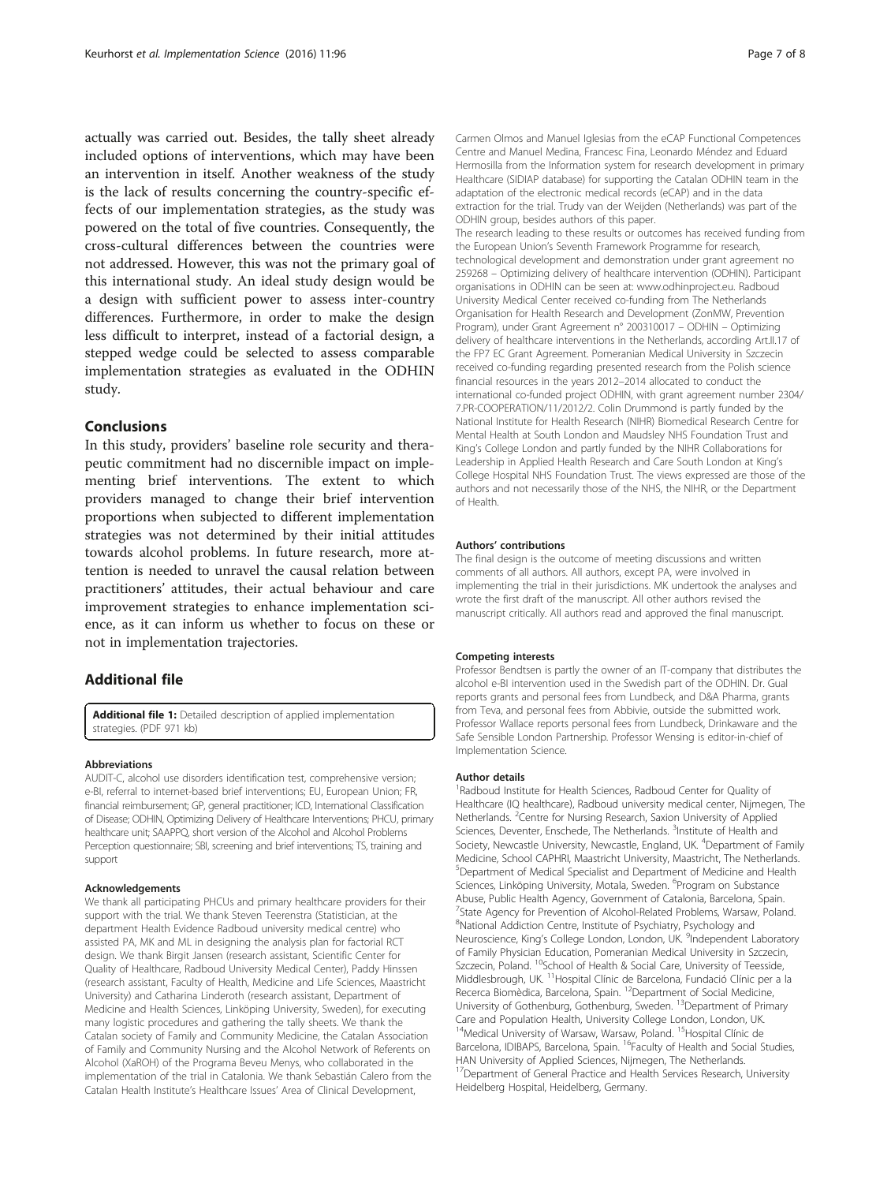actually was carried out. Besides, the tally sheet already included options of interventions, which may have been an intervention in itself. Another weakness of the study is the lack of results concerning the country-specific effects of our implementation strategies, as the study was powered on the total of five countries. Consequently, the cross-cultural differences between the countries were not addressed. However, this was not the primary goal of this international study. An ideal study design would be a design with sufficient power to assess inter-country differences. Furthermore, in order to make the design less difficult to interpret, instead of a factorial design, a stepped wedge could be selected to assess comparable implementation strategies as evaluated in the ODHIN study.

## Conclusions

In this study, providers' baseline role security and therapeutic commitment had no discernible impact on implementing brief interventions. The extent to which providers managed to change their brief intervention proportions when subjected to different implementation strategies was not determined by their initial attitudes towards alcohol problems. In future research, more attention is needed to unravel the causal relation between practitioners' attitudes, their actual behaviour and care improvement strategies to enhance implementation science, as it can inform us whether to focus on these or not in implementation trajectories.

## Additional file

**Additional file 1:** Detailed description of applied implementation strategies. (PDF 971 kb)

#### Abbreviations

AUDIT-C, alcohol use disorders identification test, comprehensive version; e-BI, referral to internet-based brief interventions; EU, European Union; FR, financial reimbursement; GP, general practitioner; ICD, International Classification of Disease; ODHIN, Optimizing Delivery of Healthcare Interventions; PHCU, primary healthcare unit; SAAPPQ, short version of the Alcohol and Alcohol Problems Perception questionnaire; SBI, screening and brief interventions; TS, training and support

#### Acknowledgements

We thank all participating PHCUs and primary healthcare providers for their support with the trial. We thank Steven Teerenstra (Statistician, at the department Health Evidence Radboud university medical centre) who assisted PA, MK and ML in designing the analysis plan for factorial RCT design. We thank Birgit Jansen (research assistant, Scientific Center for Quality of Healthcare, Radboud University Medical Center), Paddy Hinssen (research assistant, Faculty of Health, Medicine and Life Sciences, Maastricht University) and Catharina Linderoth (research assistant, Department of Medicine and Health Sciences, Linköping University, Sweden), for executing many logistic procedures and gathering the tally sheets. We thank the Catalan society of Family and Community Medicine, the Catalan Association of Family and Community Nursing and the Alcohol Network of Referents on Alcohol (XaROH) of the Programa Beveu Menys, who collaborated in the implementation of the trial in Catalonia. We thank Sebastián Calero from the Catalan Health Institute's Healthcare Issues' Area of Clinical Development, Carmen Olmos and Manuel Iglesias from the eCAP Functional Competences Centre and Manuel Medina, Francesc Fina, Leonardo Méndez and Eduard Hermosilla from the Information system for research development in primary Healthcare (SIDIAP database) for supporting the Catalan ODHIN team in the adaptation of the electronic medical records (eCAP) and in the data extraction for the trial. Trudy van der Weijden (Netherlands) was part of the ODHIN group, besides authors of this paper.

The research leading to these results or outcomes has received funding from the European Union's Seventh Framework Programme for research, technological development and demonstration under grant agreement no 259268 – Optimizing delivery of healthcare intervention (ODHIN). Participant organisations in ODHIN can be seen at: www.odhinproject.eu. Radboud University Medical Center received co-funding from The Netherlands Organisation for Health Research and Development (ZonMW, Prevention Program), under Grant Agreement n° 200310017 – ODHIN – Optimizing delivery of healthcare interventions in the Netherlands, according Art.II.17 of the FP7 EC Grant Agreement. Pomeranian Medical University in Szczecin received co-funding regarding presented research from the Polish science financial resources in the years 2012–2014 allocated to conduct the international co-funded project ODHIN, with grant agreement number 2304/7.PR-COOPERATION/11/2012/2. Colin Drummond is partly funded by the National Institute for Health Research (NIHR) Biomedical Research Centre for Mental Health at South London and Maudsley NHS Foundation Trust and King's College London and partly funded by the NIHR Collaborations for Leadership in Applied Health Research and Care South London at King's College Hospital NHS Foundation Trust. The views expressed are those of the authors and not necessarily those of the NHS, the NIHR, or the Department of Health.

#### Authors' contributions

The final design is the outcome of meeting discussions and written comments of all authors. All authors, except PA, were involved in implementing the trial in their jurisdictions. MK undertook the analyses and wrote the first draft of the manuscript. All other authors revised the manuscript critically. All authors read and approved the final manuscript.

#### Competing interests

Professor Bendtsen is partly the owner of an IT-company that distributes the alcohol e-BI intervention used in the Swedish part of the ODHIN. Dr. Gual reports grants and personal fees from Lundbeck, and D&A Pharma, grants from Teva, and personal fees from Abbivie, outside the submitted work. Professor Wallace reports personal fees from Lundbeck, Drinkaware and the Safe Sensible London Partnership. Professor Wensing is editor-in-chief of Implementation Science.

#### Author details

[1]Radboud Institute for Health Sciences, Radboud Center for Quality of Healthcare (IQ healthcare), Radboud university medical center, Nijmegen, The Netherlands. [2]Centre for Nursing Research, Saxion University of Applied Sciences, Deventer, Enschede, The Netherlands. [3]Institute of Health and Society, Newcastle University, Newcastle, England, UK. [4]Department of Family Medicine, School CAPHRI, Maastricht University, Maastricht, The Netherlands. [5]Department of Medical Specialist and Department of Medicine and Health Sciences, Linköping University, Motala, Sweden. [6]Program on Substance Abuse, Public Health Agency, Government of Catalonia, Barcelona, Spain. [7]State Agency for Prevention of Alcohol-Related Problems, Warsaw, Poland. [8]National Addiction Centre, Institute of Psychiatry, Psychology and Neuroscience, King's College London, London, UK. [9]Independent Laboratory of Family Physician Education, Pomeranian Medical University in Szczecin, Szczecin, Poland. [10]School of Health & Social Care, University of Teesside, Middlesbrough, UK. [11]Hospital Clínic de Barcelona, Fundació Clínic per a la Recerca Biomèdica, Barcelona, Spain. [12]Department of Social Medicine, University of Gothenburg, Gothenburg, Sweden. [13]Department of Primary Care and Population Health, University College London, London, UK. [14]Medical University of Warsaw, Warsaw, Poland. [15]Hospital Clínic de Barcelona, IDIBAPS, Barcelona, Spain. [16]Faculty of Health and Social Studies, HAN University of Applied Sciences, Nijmegen, The Netherlands. [17]Department of General Practice and Health Services Research, University Heidelberg Hospital, Heidelberg, Germany.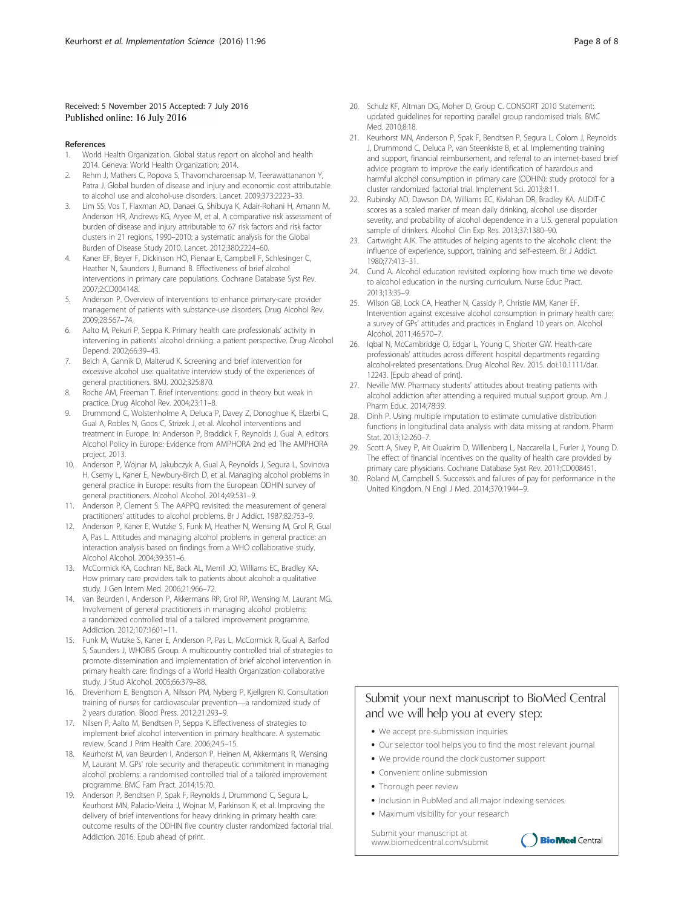Received: 5 November 2015 Accepted: 7 July 2016
Published online: 16 July 2016

## References

1. World Health Organization. Global status report on alcohol and health 2014. Geneva: World Health Organization; 2014.
2. Rehm J, Mathers C, Popova S, Thavorncharoensap M, Teerawattananon Y, Patra J. Global burden of disease and injury and economic cost attributable to alcohol use and alcohol-use disorders. Lancet. 2009;373:2223–33.
3. Lim SS, Vos T, Flaxman AD, Danaei G, Shibuya K, Adair-Rohani H, Amann M, Anderson HR, Andrews KG, Aryee M, et al. A comparative risk assessment of burden of disease and injury attributable to 67 risk factors and risk factor clusters in 21 regions, 1990–2010: a systematic analysis for the Global Burden of Disease Study 2010. Lancet. 2012;380:2224–60.
4. Kaner EF, Beyer F, Dickinson HO, Pienaar E, Campbell F, Schlesinger C, Heather N, Saunders J, Burnand B. Effectiveness of brief alcohol interventions in primary care populations. Cochrane Database Syst Rev. 2007;2:CD004148.
5. Anderson P. Overview of interventions to enhance primary-care provider management of patients with substance-use disorders. Drug Alcohol Rev. 2009;28:567–74.
6. Aalto M, Pekuri P, Seppa K. Primary health care professionals' activity in intervening in patients' alcohol drinking: a patient perspective. Drug Alcohol Depend. 2002;66:39–43.
7. Beich A, Gannik D, Malterud K. Screening and brief intervention for excessive alcohol use: qualitative interview study of the experiences of general practitioners. BMJ. 2002;325:870.
8. Roche AM, Freeman T. Brief interventions: good in theory but weak in practice. Drug Alcohol Rev. 2004;23:11–8.
9. Drummond C, Wolstenholme A, Deluca P, Davey Z, Donoghue K, Elzerbi C, Gual A, Robles N, Goos C, Strizek J, et al. Alcohol interventions and treatment in Europe. In: Anderson P, Braddick F, Reynolds J, Gual A, editors. Alcohol Policy in Europe: Evidence from AMPHORA 2nd ed The AMPHORA project. 2013.
10. Anderson P, Wojnar M, Jakubczyk A, Gual A, Reynolds J, Segura L, Sovinova H, Csemy L, Kaner E, Newbury-Birch D, et al. Managing alcohol problems in general practice in Europe: results from the European ODHIN survey of general practitioners. Alcohol Alcohol. 2014;49:531–9.
11. Anderson P, Clement S. The AAPPQ revisited: the measurement of general practitioners' attitudes to alcohol problems. Br J Addict. 1987;82:753–9.
12. Anderson P, Kaner E, Wutzke S, Funk M, Heather N, Wensing M, Grol R, Gual A, Pas L. Attitudes and managing alcohol problems in general practice: an interaction analysis based on findings from a WHO collaborative study. Alcohol Alcohol. 2004;39:351–6.
13. McCormick KA, Cochran NE, Back AL, Merrill JO, Williams EC, Bradley KA. How primary care providers talk to patients about alcohol: a qualitative study. J Gen Intern Med. 2006;21:966–72.
14. van Beurden I, Anderson P, Akkermans RP, Grol RP, Wensing M, Laurant MG. Involvement of general practitioners in managing alcohol problems: a randomized controlled trial of a tailored improvement programme. Addiction. 2012;107:1601–11.
15. Funk M, Wutzke S, Kaner E, Anderson P, Pas L, McCormick R, Gual A, Barfod S, Saunders J, WHOBIS Group. A multicountry controlled trial of strategies to promote dissemination and implementation of brief alcohol intervention in primary health care: findings of a World Health Organization collaborative study. J Stud Alcohol. 2005;66:379–88.
16. Drevenhorn E, Bengtson A, Nilsson PM, Nyberg P, Kjellgren KI. Consultation training of nurses for cardiovascular prevention—a randomized study of 2 years duration. Blood Press. 2012;21:293–9.
17. Nilsen P, Aalto M, Bendtsen P, Seppa K. Effectiveness of strategies to implement brief alcohol intervention in primary healthcare. A systematic review. Scand J Prim Health Care. 2006;24:5–15.
18. Keurhorst M, van Beurden I, Anderson P, Heinen M, Akkermans R, Wensing M, Laurant M. GPs' role security and therapeutic commitment in managing alcohol problems: a randomised controlled trial of a tailored improvement programme. BMC Fam Pract. 2014;15:70.
19. Anderson P, Bendtsen P, Spak F, Reynolds J, Drummond C, Segura L, Keurhorst MN, Palacio-Vieira J, Wojnar M, Parkinson K, et al. Improving the delivery of brief interventions for heavy drinking in primary health care: outcome results of the ODHIN five country cluster randomized factorial trial. Addiction. 2016. Epub ahead of print.
20. Schulz KF, Altman DG, Moher D, Group C. CONSORT 2010 Statement: updated guidelines for reporting parallel group randomised trials. BMC Med. 2010;8:18.
21. Keurhorst MN, Anderson P, Spak F, Bendtsen P, Segura L, Colom J, Reynolds J, Drummond C, Deluca P, van Steenkiste B, et al. Implementing training and support, financial reimbursement, and referral to an internet-based brief advice program to improve the early identification of hazardous and harmful alcohol consumption in primary care (ODHIN): study protocol for a cluster randomized factorial trial. Implement Sci. 2013;8:11.
22. Rubinsky AD, Dawson DA, Williams EC, Kivlahan DR, Bradley KA. AUDIT-C scores as a scaled marker of mean daily drinking, alcohol use disorder severity, and probability of alcohol dependence in a U.S. general population sample of drinkers. Alcohol Clin Exp Res. 2013;37:1380–90.
23. Cartwright AJK. The attitudes of helping agents to the alcoholic client: the influence of experience, support, training and self-esteem. Br J Addict. 1980;77:413–31.
24. Cund A. Alcohol education revisited: exploring how much time we devote to alcohol education in the nursing curriculum. Nurse Educ Pract. 2013;13:35–9.
25. Wilson GB, Lock CA, Heather N, Cassidy P, Christie MM, Kaner EF. Intervention against excessive alcohol consumption in primary health care: a survey of GPs' attitudes and practices in England 10 years on. Alcohol Alcohol. 2011;46:570–7.
26. Iqbal N, McCambridge O, Edgar L, Young C, Shorter GW. Health-care professionals' attitudes across different hospital departments regarding alcohol-related presentations. Drug Alcohol Rev. 2015. doi:10.1111/dar.12243. [Epub ahead of print].
27. Neville MW. Pharmacy students' attitudes about treating patients with alcohol addiction after attending a required mutual support group. Am J Pharm Educ. 2014;78:39.
28. Dinh P. Using multiple imputation to estimate cumulative distribution functions in longitudinal data analysis with data missing at random. Pharm Stat. 2013;12:260–7.
29. Scott A, Sivey P, Ait Ouakrim D, Willenberg L, Naccarella L, Furler J, Young D. The effect of financial incentives on the quality of health care provided by primary care physicians. Cochrane Database Syst Rev. 2011;CD008451.
30. Roland M, Campbell S. Successes and failures of pay for performance in the United Kingdom. N Engl J Med. 2014;370:1944–9.

Submit your next manuscript to BioMed Central and we will help you at every step:

- We accept pre-submission inquiries
- Our selector tool helps you to find the most relevant journal
- We provide round the clock customer support
- Convenient online submission
- Thorough peer review
- Inclusion in PubMed and all major indexing services
- Maximum visibility for your research

Submit your manuscript at www.biomedcentral.com/submit

BioMed Central